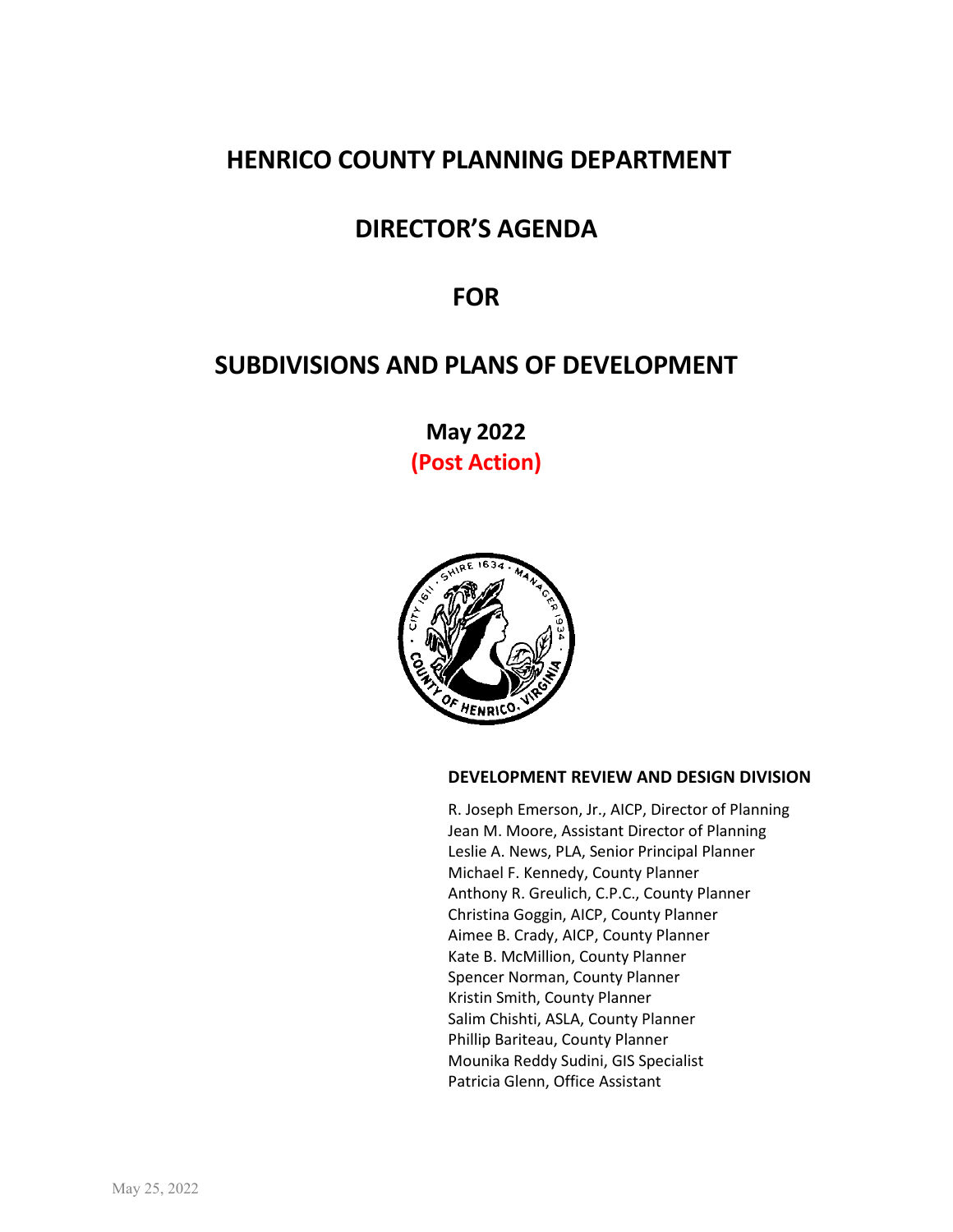# HENRICO COUNTY PLANNING DEPARTMENT

# DIRECTOR'S AGENDA

# FOR

# SUBDIVISIONS AND PLANS OF DEVELOPMENT

## May 2022

## (Post Action)

### DEVELOPMENT REVIEW AND DESIGN DIVISION

R. Joseph Emerson, Jr., AICP, Director of Planning
Jean M. Moore, Assistant Director of Planning
Leslie A. News, PLA, Senior Principal Planner
Michael F. Kennedy, County Planner
Anthony R. Greulich, C.P.C., County Planner
Christina Goggin, AICP, County Planner
Aimee B. Crady, AICP, County Planner
Kate B. McMillion, County Planner
Spencer Norman, County Planner
Kristin Smith, County Planner
Salim Chishti, ASLA, County Planner
Phillip Bariteau, County Planner
Mounika Reddy Sudini, GIS Specialist
Patricia Glenn, Office Assistant

May 25, 2022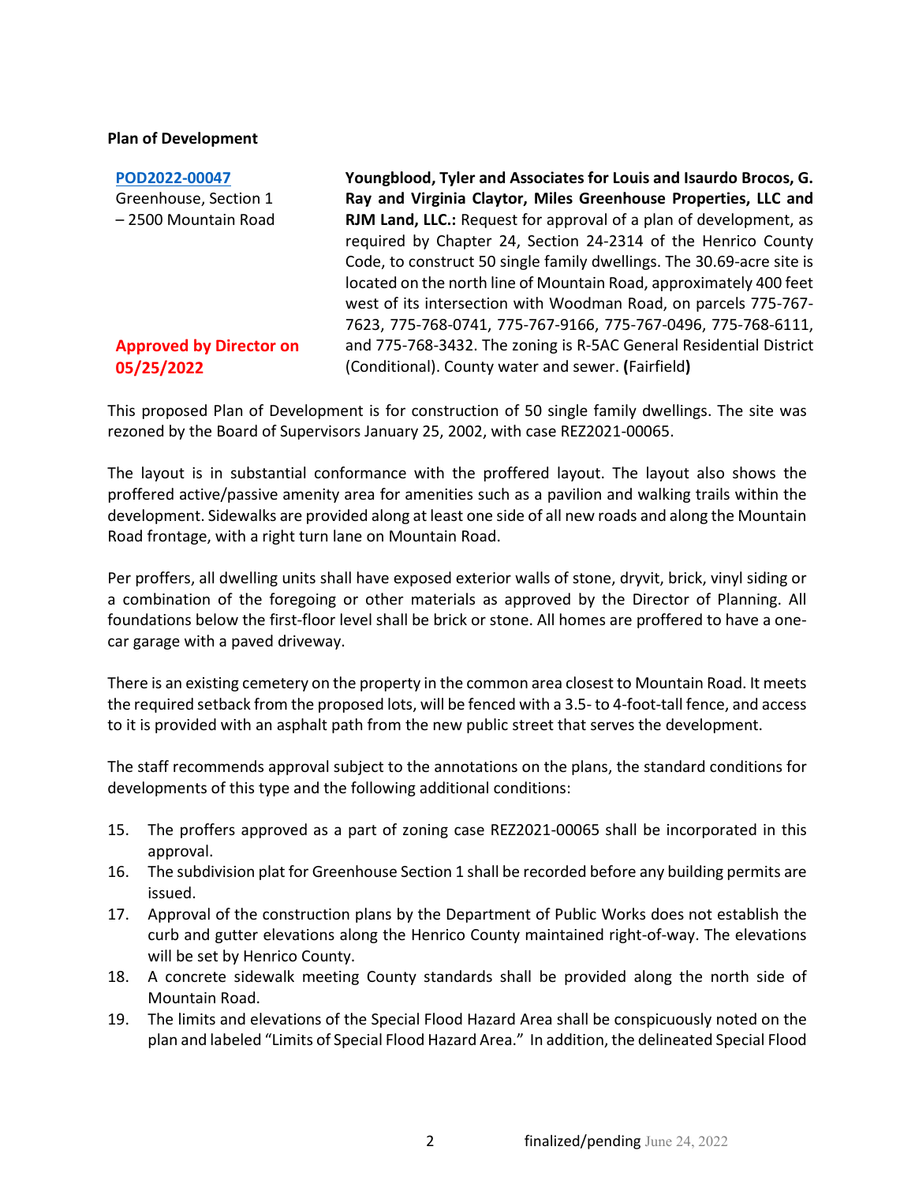**Plan of Development**

| | |
|---|---|
| **POD2022-00047**<br>Greenhouse, Section 1 – 2500 Mountain Road<br><br>**Approved by Director on 05/25/2022** | **Youngblood, Tyler and Associates for Louis and Isaurdo Brocos, G. Ray and Virginia Claytor, Miles Greenhouse Properties, LLC and RJM Land, LLC.:** Request for approval of a plan of development, as required by Chapter 24, Section 24-2314 of the Henrico County Code, to construct 50 single family dwellings. The 30.69-acre site is located on the north line of Mountain Road, approximately 400 feet west of its intersection with Woodman Road, on parcels 775-767-7623, 775-768-0741, 775-767-9166, 775-767-0496, 775-768-6111, and 775-768-3432. The zoning is R-5AC General Residential District (Conditional). County water and sewer. **(**Fairfield**)** |

This proposed Plan of Development is for construction of 50 single family dwellings. The site was rezoned by the Board of Supervisors January 25, 2002, with case REZ2021-00065.

The layout is in substantial conformance with the proffered layout. The layout also shows the proffered active/passive amenity area for amenities such as a pavilion and walking trails within the development. Sidewalks are provided along at least one side of all new roads and along the Mountain Road frontage, with a right turn lane on Mountain Road.

Per proffers, all dwelling units shall have exposed exterior walls of stone, dryvit, brick, vinyl siding or a combination of the foregoing or other materials as approved by the Director of Planning. All foundations below the first-floor level shall be brick or stone. All homes are proffered to have a one-car garage with a paved driveway.

There is an existing cemetery on the property in the common area closest to Mountain Road. It meets the required setback from the proposed lots, will be fenced with a 3.5- to 4-foot-tall fence, and access to it is provided with an asphalt path from the new public street that serves the development.

The staff recommends approval subject to the annotations on the plans, the standard conditions for developments of this type and the following additional conditions:

15. The proffers approved as a part of zoning case REZ2021-00065 shall be incorporated in this approval.
16. The subdivision plat for Greenhouse Section 1 shall be recorded before any building permits are issued.
17. Approval of the construction plans by the Department of Public Works does not establish the curb and gutter elevations along the Henrico County maintained right-of-way. The elevations will be set by Henrico County.
18. A concrete sidewalk meeting County standards shall be provided along the north side of Mountain Road.
19. The limits and elevations of the Special Flood Hazard Area shall be conspicuously noted on the plan and labeled "Limits of Special Flood Hazard Area." In addition, the delineated Special Flood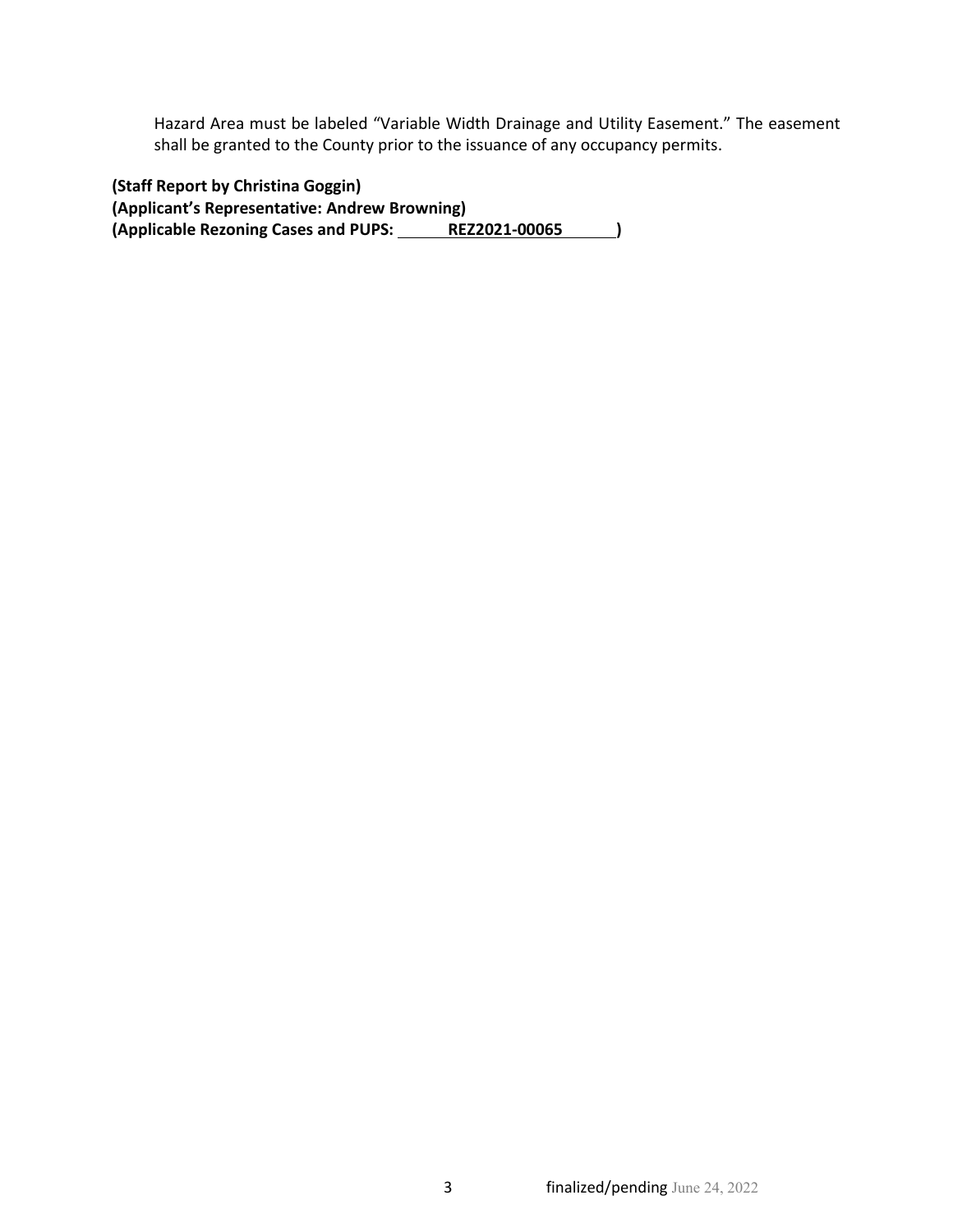Hazard Area must be labeled "Variable Width Drainage and Utility Easement." The easement shall be granted to the County prior to the issuance of any occupancy permits.

**(Staff Report by Christina Goggin)**
**(Applicant's Representative: Andrew Browning)**
**(Applicable Rezoning Cases and PUPS: REZ2021-00065 )**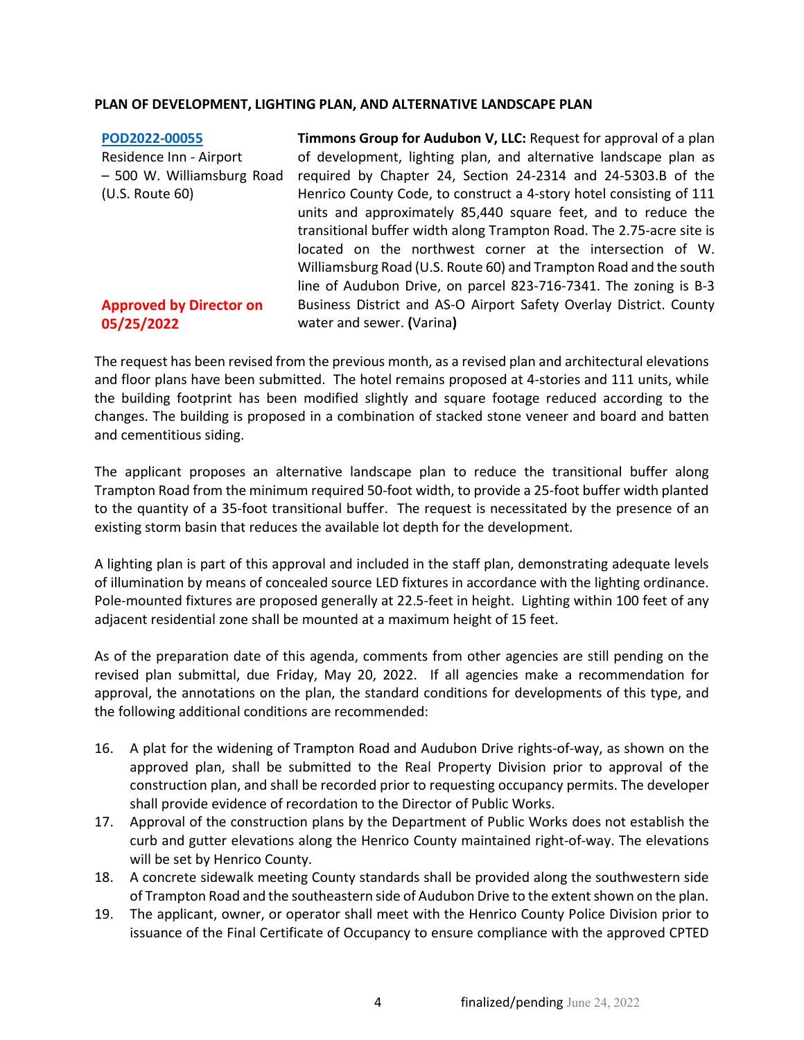**PLAN OF DEVELOPMENT, LIGHTING PLAN, AND ALTERNATIVE LANDSCAPE PLAN**

| | |
|---|---|
| POD2022-00055<br>Residence Inn - Airport – 500 W. Williamsburg Road (U.S. Route 60)<br><br>**Approved by Director on 05/25/2022** | **Timmons Group for Audubon V, LLC:** Request for approval of a plan of development, lighting plan, and alternative landscape plan as required by Chapter 24, Section 24-2314 and 24-5303.B of the Henrico County Code, to construct a 4-story hotel consisting of 111 units and approximately 85,440 square feet, and to reduce the transitional buffer width along Trampton Road. The 2.75-acre site is located on the northwest corner at the intersection of W. Williamsburg Road (U.S. Route 60) and Trampton Road and the south line of Audubon Drive, on parcel 823-716-7341. The zoning is B-3 Business District and AS-O Airport Safety Overlay District. County water and sewer. **(**Varina**)** |

The request has been revised from the previous month, as a revised plan and architectural elevations and floor plans have been submitted. The hotel remains proposed at 4-stories and 111 units, while the building footprint has been modified slightly and square footage reduced according to the changes. The building is proposed in a combination of stacked stone veneer and board and batten and cementitious siding.

The applicant proposes an alternative landscape plan to reduce the transitional buffer along Trampton Road from the minimum required 50-foot width, to provide a 25-foot buffer width planted to the quantity of a 35-foot transitional buffer. The request is necessitated by the presence of an existing storm basin that reduces the available lot depth for the development.

A lighting plan is part of this approval and included in the staff plan, demonstrating adequate levels of illumination by means of concealed source LED fixtures in accordance with the lighting ordinance. Pole-mounted fixtures are proposed generally at 22.5-feet in height. Lighting within 100 feet of any adjacent residential zone shall be mounted at a maximum height of 15 feet.

As of the preparation date of this agenda, comments from other agencies are still pending on the revised plan submittal, due Friday, May 20, 2022. If all agencies make a recommendation for approval, the annotations on the plan, the standard conditions for developments of this type, and the following additional conditions are recommended:

16. A plat for the widening of Trampton Road and Audubon Drive rights-of-way, as shown on the approved plan, shall be submitted to the Real Property Division prior to approval of the construction plan, and shall be recorded prior to requesting occupancy permits. The developer shall provide evidence of recordation to the Director of Public Works.
17. Approval of the construction plans by the Department of Public Works does not establish the curb and gutter elevations along the Henrico County maintained right-of-way. The elevations will be set by Henrico County.
18. A concrete sidewalk meeting County standards shall be provided along the southwestern side of Trampton Road and the southeastern side of Audubon Drive to the extent shown on the plan.
19. The applicant, owner, or operator shall meet with the Henrico County Police Division prior to issuance of the Final Certificate of Occupancy to ensure compliance with the approved CPTED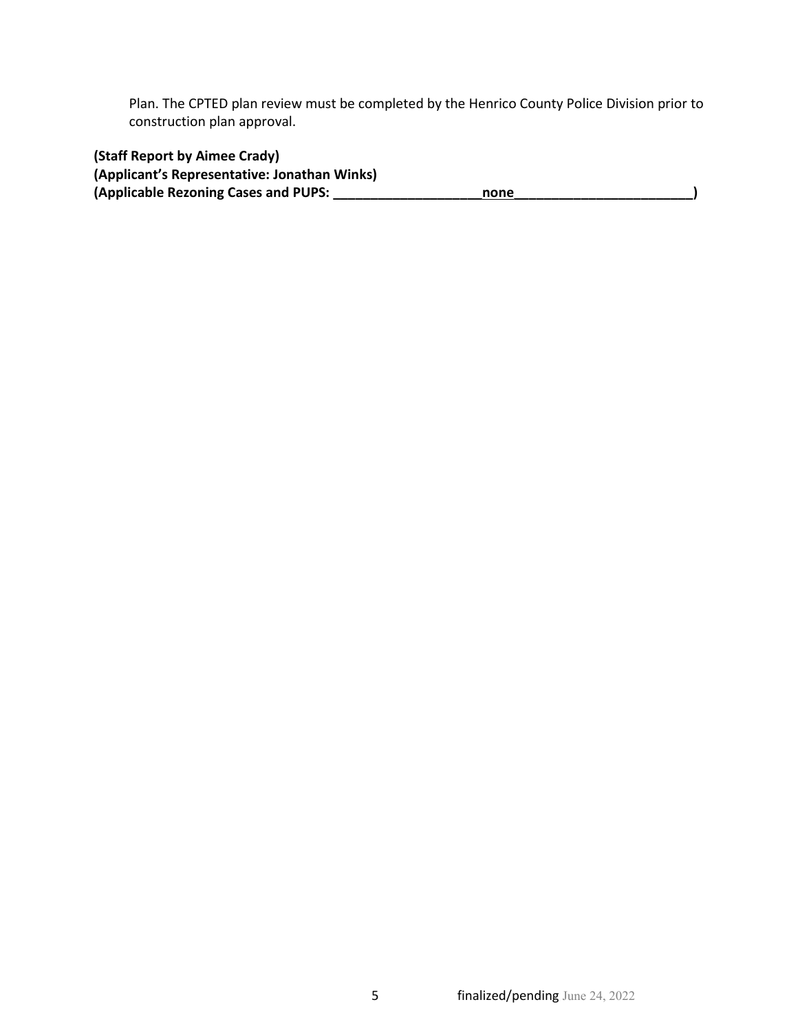Plan. The CPTED plan review must be completed by the Henrico County Police Division prior to construction plan approval.

**(Staff Report by Aimee Crady)**
**(Applicant's Representative: Jonathan Winks)**
**(Applicable Rezoning Cases and PUPS: ____________________none________________________)**

finalized/pending June 24, 2022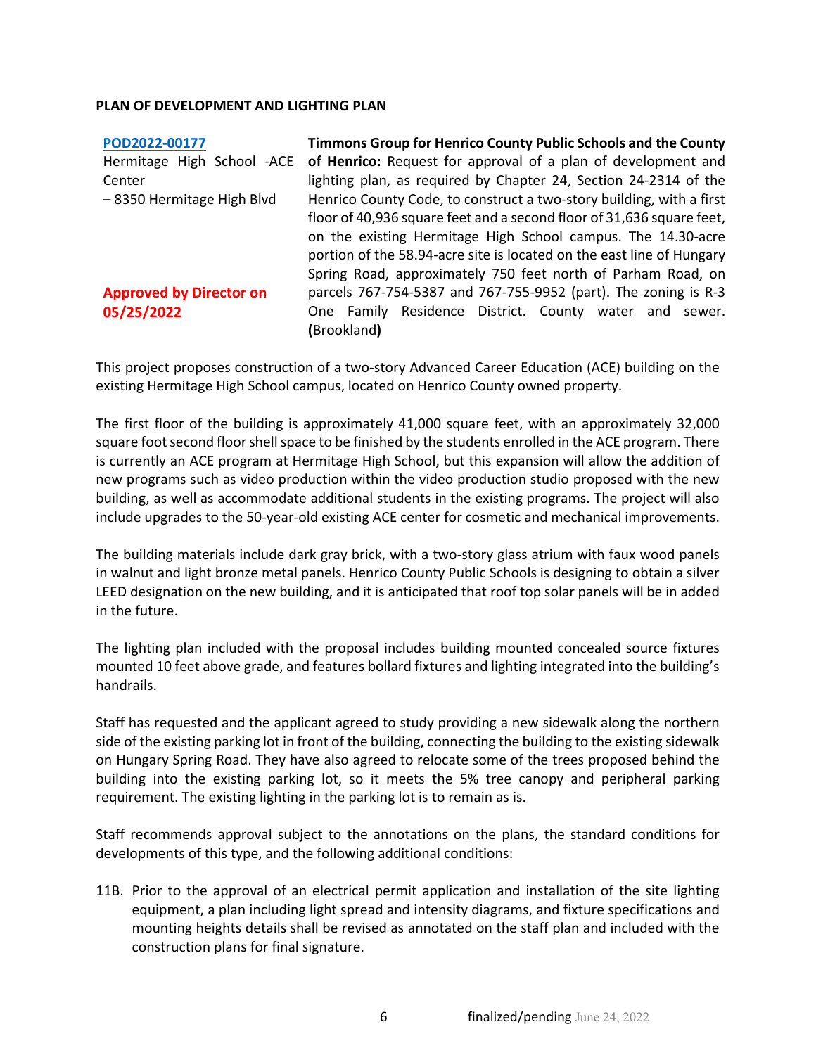**PLAN OF DEVELOPMENT AND LIGHTING PLAN**

| | |
|---|---|
| **POD2022-00177**<br>Hermitage High School -ACE Center<br>– 8350 Hermitage High Blvd<br><br>**Approved by Director on 05/25/2022** | **Timmons Group for Henrico County Public Schools and the County of Henrico:** Request for approval of a plan of development and lighting plan, as required by Chapter 24, Section 24-2314 of the Henrico County Code, to construct a two-story building, with a first floor of 40,936 square feet and a second floor of 31,636 square feet, on the existing Hermitage High School campus. The 14.30-acre portion of the 58.94-acre site is located on the east line of Hungary Spring Road, approximately 750 feet north of Parham Road, on parcels 767-754-5387 and 767-755-9952 (part). The zoning is R-3 One Family Residence District. County water and sewer. **(**Brookland**)** |

This project proposes construction of a two-story Advanced Career Education (ACE) building on the existing Hermitage High School campus, located on Henrico County owned property.

The first floor of the building is approximately 41,000 square feet, with an approximately 32,000 square foot second floor shell space to be finished by the students enrolled in the ACE program. There is currently an ACE program at Hermitage High School, but this expansion will allow the addition of new programs such as video production within the video production studio proposed with the new building, as well as accommodate additional students in the existing programs. The project will also include upgrades to the 50-year-old existing ACE center for cosmetic and mechanical improvements.

The building materials include dark gray brick, with a two-story glass atrium with faux wood panels in walnut and light bronze metal panels. Henrico County Public Schools is designing to obtain a silver LEED designation on the new building, and it is anticipated that roof top solar panels will be in added in the future.

The lighting plan included with the proposal includes building mounted concealed source fixtures mounted 10 feet above grade, and features bollard fixtures and lighting integrated into the building's handrails.

Staff has requested and the applicant agreed to study providing a new sidewalk along the northern side of the existing parking lot in front of the building, connecting the building to the existing sidewalk on Hungary Spring Road. They have also agreed to relocate some of the trees proposed behind the building into the existing parking lot, so it meets the 5% tree canopy and peripheral parking requirement. The existing lighting in the parking lot is to remain as is.

Staff recommends approval subject to the annotations on the plans, the standard conditions for developments of this type, and the following additional conditions:

11B. Prior to the approval of an electrical permit application and installation of the site lighting equipment, a plan including light spread and intensity diagrams, and fixture specifications and mounting heights details shall be revised as annotated on the staff plan and included with the construction plans for final signature.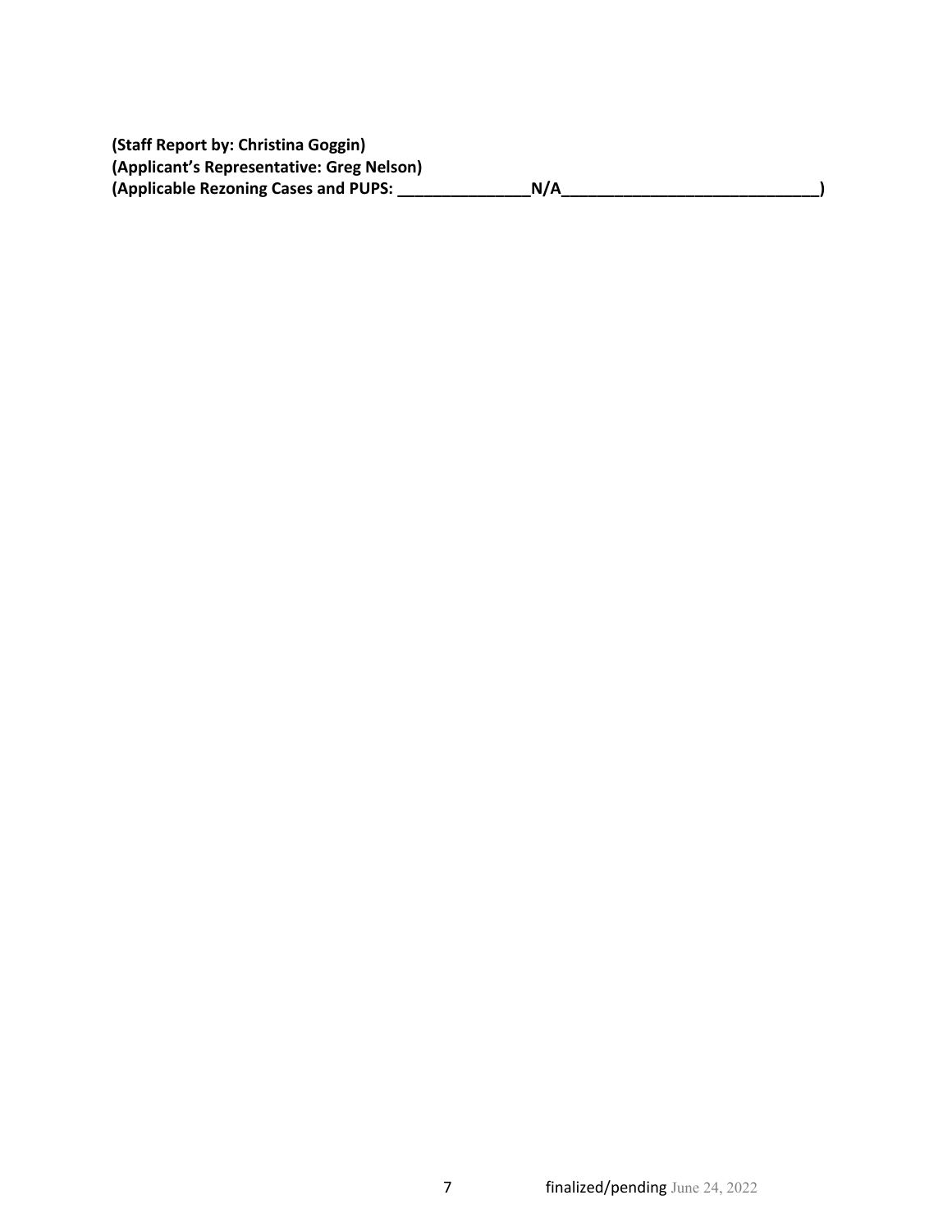**(Staff Report by: Christina Goggin)**
**(Applicant's Representative: Greg Nelson)**
**(Applicable Rezoning Cases and PUPS: _______________N/A_____________________________)**

finalized/pending June 24, 2022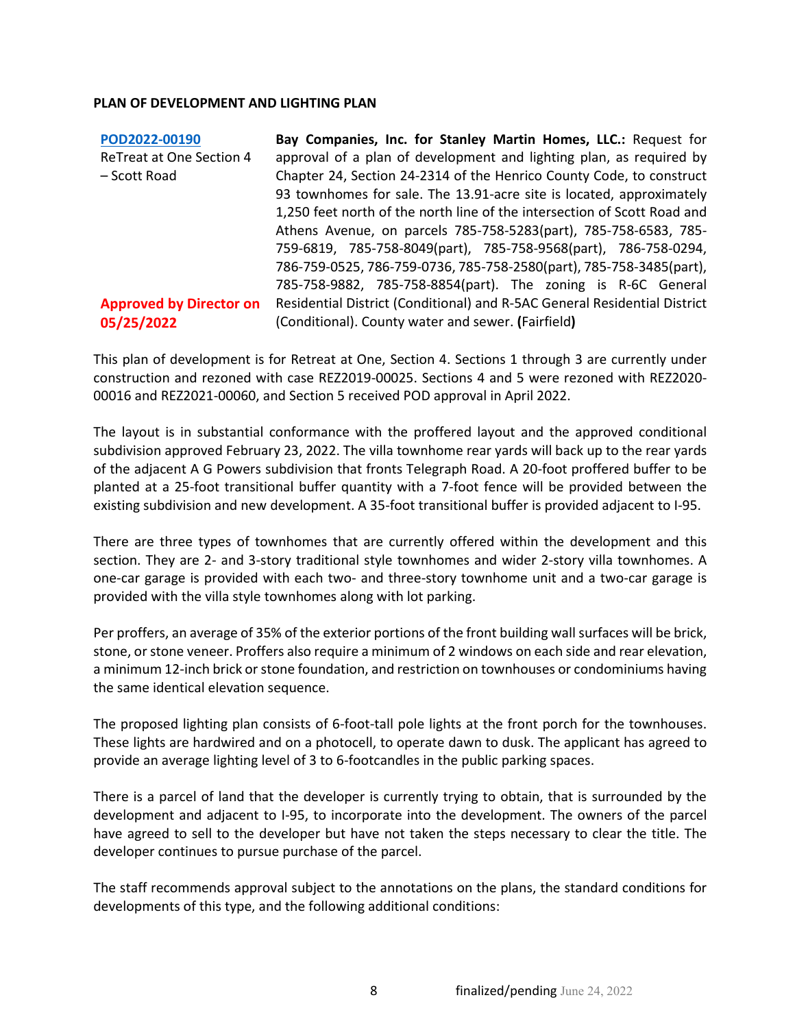**PLAN OF DEVELOPMENT AND LIGHTING PLAN**

| | |
|---|---|
| **POD2022-00190**<br>ReTreat at One Section 4 – Scott Road<br><br>**Approved by Director on 05/25/2022** | **Bay Companies, Inc. for Stanley Martin Homes, LLC.:** Request for approval of a plan of development and lighting plan, as required by Chapter 24, Section 24-2314 of the Henrico County Code, to construct 93 townhomes for sale. The 13.91-acre site is located, approximately 1,250 feet north of the north line of the intersection of Scott Road and Athens Avenue, on parcels 785-758-5283(part), 785-758-6583, 785-759-6819, 785-758-8049(part), 785-758-9568(part), 786-758-0294, 786-759-0525, 786-759-0736, 785-758-2580(part), 785-758-3485(part), 785-758-9882, 785-758-8854(part). The zoning is R-6C General Residential District (Conditional) and R-5AC General Residential District (Conditional). County water and sewer. **(**Fairfield**)** |

This plan of development is for Retreat at One, Section 4. Sections 1 through 3 are currently under construction and rezoned with case REZ2019-00025. Sections 4 and 5 were rezoned with REZ2020-00016 and REZ2021-00060, and Section 5 received POD approval in April 2022.

The layout is in substantial conformance with the proffered layout and the approved conditional subdivision approved February 23, 2022. The villa townhome rear yards will back up to the rear yards of the adjacent A G Powers subdivision that fronts Telegraph Road. A 20-foot proffered buffer to be planted at a 25-foot transitional buffer quantity with a 7-foot fence will be provided between the existing subdivision and new development. A 35-foot transitional buffer is provided adjacent to I-95.

There are three types of townhomes that are currently offered within the development and this section. They are 2- and 3-story traditional style townhomes and wider 2-story villa townhomes. A one-car garage is provided with each two- and three-story townhome unit and a two-car garage is provided with the villa style townhomes along with lot parking.

Per proffers, an average of 35% of the exterior portions of the front building wall surfaces will be brick, stone, or stone veneer. Proffers also require a minimum of 2 windows on each side and rear elevation, a minimum 12-inch brick or stone foundation, and restriction on townhouses or condominiums having the same identical elevation sequence.

The proposed lighting plan consists of 6-foot-tall pole lights at the front porch for the townhouses. These lights are hardwired and on a photocell, to operate dawn to dusk. The applicant has agreed to provide an average lighting level of 3 to 6-footcandles in the public parking spaces.

There is a parcel of land that the developer is currently trying to obtain, that is surrounded by the development and adjacent to I-95, to incorporate into the development. The owners of the parcel have agreed to sell to the developer but have not taken the steps necessary to clear the title. The developer continues to pursue purchase of the parcel.

The staff recommends approval subject to the annotations on the plans, the standard conditions for developments of this type, and the following additional conditions: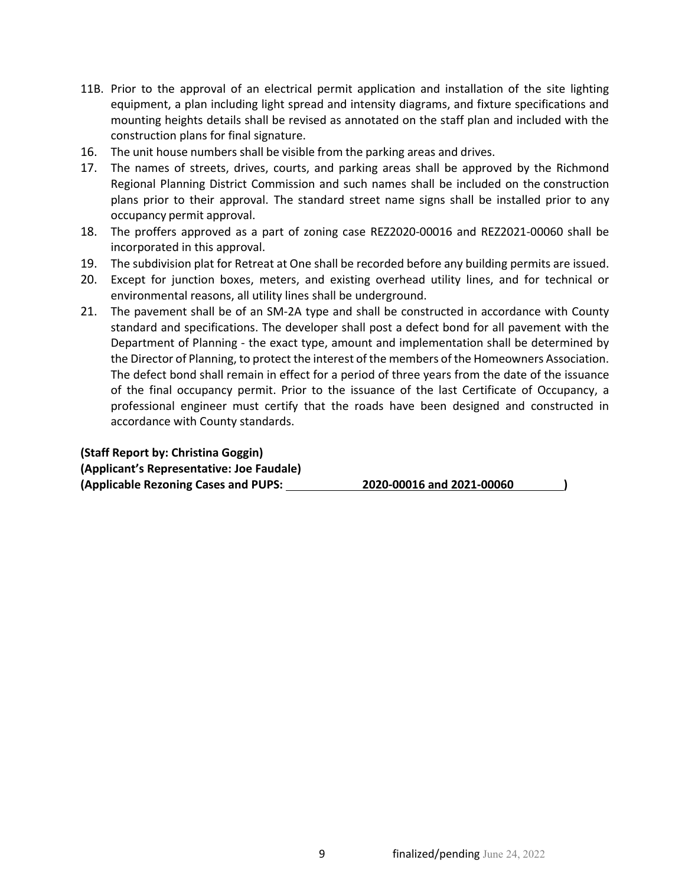11B. Prior to the approval of an electrical permit application and installation of the site lighting equipment, a plan including light spread and intensity diagrams, and fixture specifications and mounting heights details shall be revised as annotated on the staff plan and included with the construction plans for final signature.

16. The unit house numbers shall be visible from the parking areas and drives.
17. The names of streets, drives, courts, and parking areas shall be approved by the Richmond Regional Planning District Commission and such names shall be included on the construction plans prior to their approval. The standard street name signs shall be installed prior to any occupancy permit approval.
18. The proffers approved as a part of zoning case REZ2020-00016 and REZ2021-00060 shall be incorporated in this approval.
19. The subdivision plat for Retreat at One shall be recorded before any building permits are issued.
20. Except for junction boxes, meters, and existing overhead utility lines, and for technical or environmental reasons, all utility lines shall be underground.
21. The pavement shall be of an SM-2A type and shall be constructed in accordance with County standard and specifications. The developer shall post a defect bond for all pavement with the Department of Planning - the exact type, amount and implementation shall be determined by the Director of Planning, to protect the interest of the members of the Homeowners Association. The defect bond shall remain in effect for a period of three years from the date of the issuance of the final occupancy permit. Prior to the issuance of the last Certificate of Occupancy, a professional engineer must certify that the roads have been designed and constructed in accordance with County standards.

**(Staff Report by: Christina Goggin)**
**(Applicant's Representative: Joe Faudale)**
**(Applicable Rezoning Cases and PUPS: 2020-00016 and 2021-00060 )**

finalized/pending June 24, 2022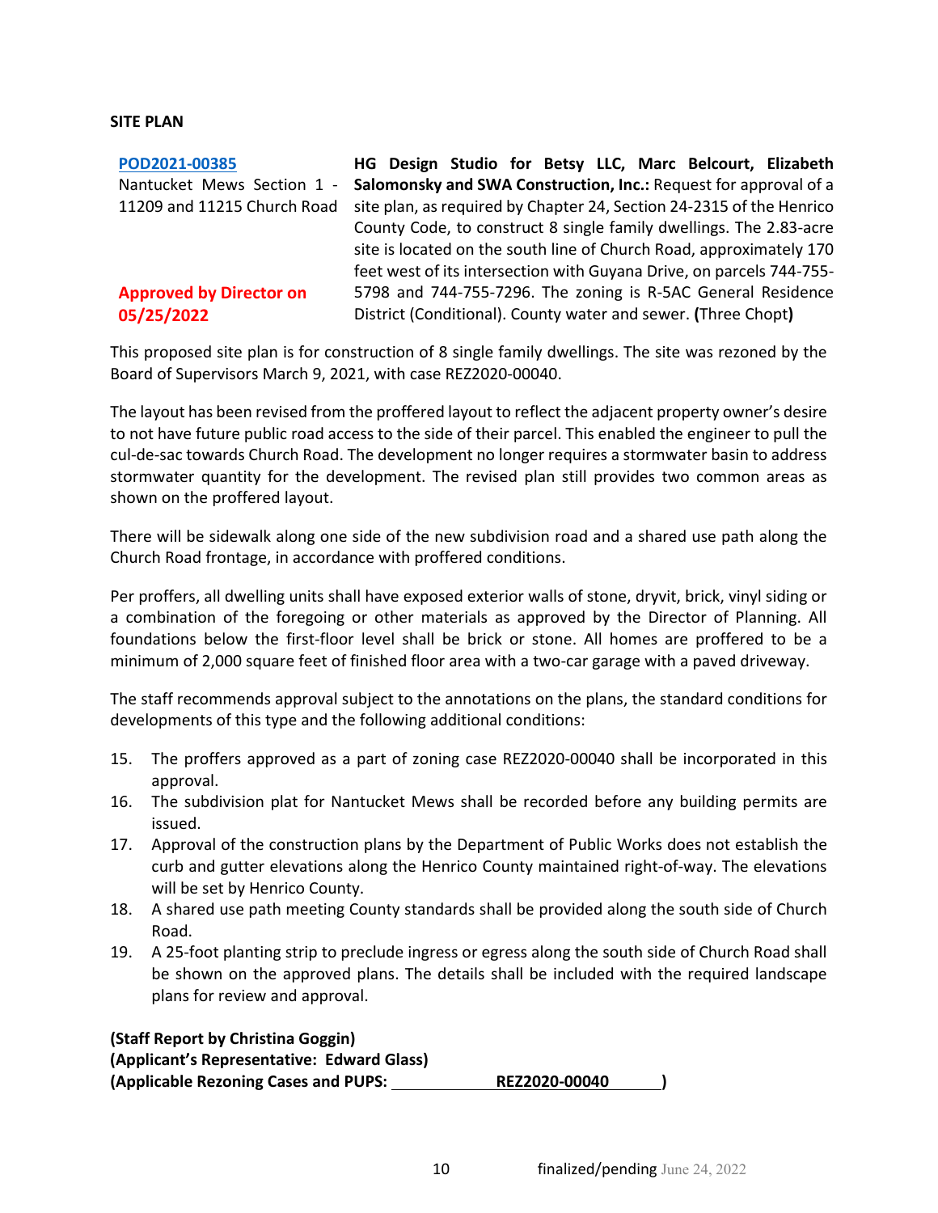**SITE PLAN**

[POD2021-00385](POD2021-00385)
Nantucket Mews Section 1 - 11209 and 11215 Church Road

**Approved by Director on 05/25/2022**

**HG Design Studio for Betsy LLC, Marc Belcourt, Elizabeth Salomonsky and SWA Construction, Inc.:** Request for approval of a site plan, as required by Chapter 24, Section 24-2315 of the Henrico County Code, to construct 8 single family dwellings. The 2.83-acre site is located on the south line of Church Road, approximately 170 feet west of its intersection with Guyana Drive, on parcels 744-755-5798 and 744-755-7296. The zoning is R-5AC General Residence District (Conditional). County water and sewer. **(**Three Chopt**)**

This proposed site plan is for construction of 8 single family dwellings. The site was rezoned by the Board of Supervisors March 9, 2021, with case REZ2020-00040.

The layout has been revised from the proffered layout to reflect the adjacent property owner's desire to not have future public road access to the side of their parcel. This enabled the engineer to pull the cul-de-sac towards Church Road. The development no longer requires a stormwater basin to address stormwater quantity for the development. The revised plan still provides two common areas as shown on the proffered layout.

There will be sidewalk along one side of the new subdivision road and a shared use path along the Church Road frontage, in accordance with proffered conditions.

Per proffers, all dwelling units shall have exposed exterior walls of stone, dryvit, brick, vinyl siding or a combination of the foregoing or other materials as approved by the Director of Planning. All foundations below the first-floor level shall be brick or stone. All homes are proffered to be a minimum of 2,000 square feet of finished floor area with a two-car garage with a paved driveway.

The staff recommends approval subject to the annotations on the plans, the standard conditions for developments of this type and the following additional conditions:

15. The proffers approved as a part of zoning case REZ2020-00040 shall be incorporated in this approval.
16. The subdivision plat for Nantucket Mews shall be recorded before any building permits are issued.
17. Approval of the construction plans by the Department of Public Works does not establish the curb and gutter elevations along the Henrico County maintained right-of-way. The elevations will be set by Henrico County.
18. A shared use path meeting County standards shall be provided along the south side of Church Road.
19. A 25-foot planting strip to preclude ingress or egress along the south side of Church Road shall be shown on the approved plans. The details shall be included with the required landscape plans for review and approval.

**(Staff Report by Christina Goggin)**
**(Applicant's Representative: Edward Glass)**
**(Applicable Rezoning Cases and PUPS: REZ2020-00040 )**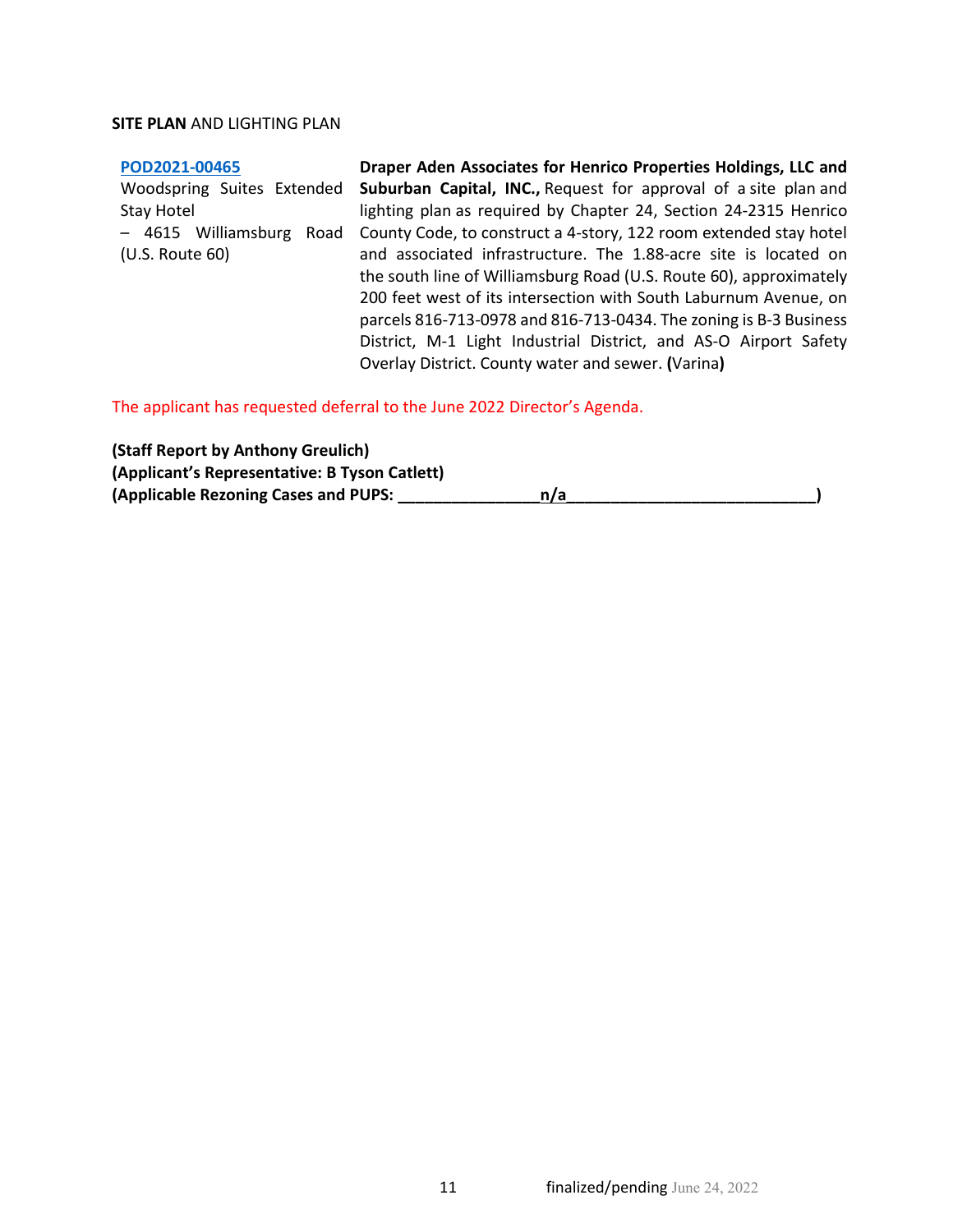**SITE PLAN** AND LIGHTING PLAN

| | |
|---|---|
| POD2021-00465<br>Woodspring Suites Extended Stay Hotel<br>– 4615 Williamsburg Road (U.S. Route 60) | **Draper Aden Associates for Henrico Properties Holdings, LLC and Suburban Capital, INC.,** Request for approval of a site plan and lighting plan as required by Chapter 24, Section 24-2315 Henrico County Code, to construct a 4-story, 122 room extended stay hotel and associated infrastructure. The 1.88-acre site is located on the south line of Williamsburg Road (U.S. Route 60), approximately 200 feet west of its intersection with South Laburnum Avenue, on parcels 816-713-0978 and 816-713-0434. The zoning is B-3 Business District, M-1 Light Industrial District, and AS-O Airport Safety Overlay District. County water and sewer. **(**Varina**)** |

The applicant has requested deferral to the June 2022 Director's Agenda.

**(Staff Report by Anthony Greulich)**
**(Applicant's Representative: B Tyson Catlett)**
**(Applicable Rezoning Cases and PUPS: n/a)**

finalized/pending June 24, 2022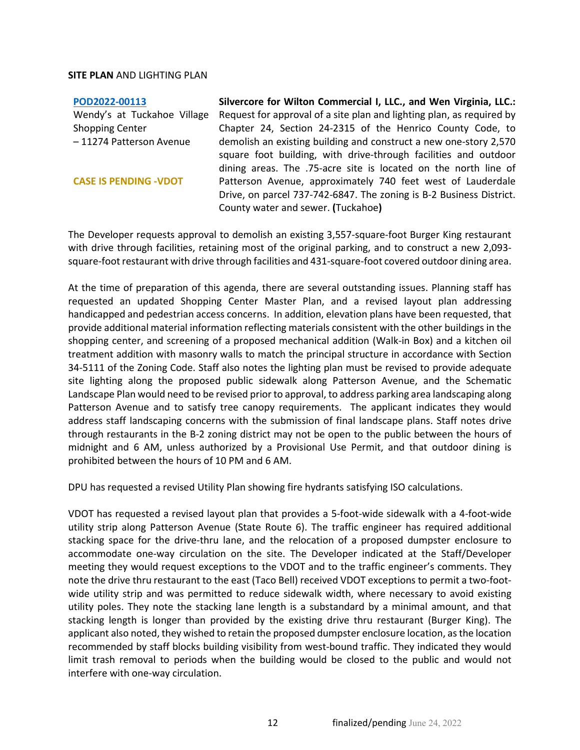**SITE PLAN** AND LIGHTING PLAN

| | |
|---|---|
| **POD2022-00113**<br>Wendy's at Tuckahoe Village Shopping Center<br>– 11274 Patterson Avenue<br><br>**CASE IS PENDING -VDOT** | **Silvercore for Wilton Commercial I, LLC., and Wen Virginia, LLC.:** Request for approval of a site plan and lighting plan, as required by Chapter 24, Section 24-2315 of the Henrico County Code, to demolish an existing building and construct a new one-story 2,570 square foot building, with drive-through facilities and outdoor dining areas. The .75-acre site is located on the north line of Patterson Avenue, approximately 740 feet west of Lauderdale Drive, on parcel 737-742-6847. The zoning is B-2 Business District. County water and sewer. **(**Tuckahoe**)** |

The Developer requests approval to demolish an existing 3,557-square-foot Burger King restaurant with drive through facilities, retaining most of the original parking, and to construct a new 2,093-square-foot restaurant with drive through facilities and 431-square-foot covered outdoor dining area.

At the time of preparation of this agenda, there are several outstanding issues. Planning staff has requested an updated Shopping Center Master Plan, and a revised layout plan addressing handicapped and pedestrian access concerns. In addition, elevation plans have been requested, that provide additional material information reflecting materials consistent with the other buildings in the shopping center, and screening of a proposed mechanical addition (Walk-in Box) and a kitchen oil treatment addition with masonry walls to match the principal structure in accordance with Section 34-5111 of the Zoning Code. Staff also notes the lighting plan must be revised to provide adequate site lighting along the proposed public sidewalk along Patterson Avenue, and the Schematic Landscape Plan would need to be revised prior to approval, to address parking area landscaping along Patterson Avenue and to satisfy tree canopy requirements. The applicant indicates they would address staff landscaping concerns with the submission of final landscape plans. Staff notes drive through restaurants in the B-2 zoning district may not be open to the public between the hours of midnight and 6 AM, unless authorized by a Provisional Use Permit, and that outdoor dining is prohibited between the hours of 10 PM and 6 AM.

DPU has requested a revised Utility Plan showing fire hydrants satisfying ISO calculations.

VDOT has requested a revised layout plan that provides a 5-foot-wide sidewalk with a 4-foot-wide utility strip along Patterson Avenue (State Route 6). The traffic engineer has required additional stacking space for the drive-thru lane, and the relocation of a proposed dumpster enclosure to accommodate one-way circulation on the site. The Developer indicated at the Staff/Developer meeting they would request exceptions to the VDOT and to the traffic engineer's comments. They note the drive thru restaurant to the east (Taco Bell) received VDOT exceptions to permit a two-foot-wide utility strip and was permitted to reduce sidewalk width, where necessary to avoid existing utility poles. They note the stacking lane length is a substandard by a minimal amount, and that stacking length is longer than provided by the existing drive thru restaurant (Burger King). The applicant also noted, they wished to retain the proposed dumpster enclosure location, as the location recommended by staff blocks building visibility from west-bound traffic. They indicated they would limit trash removal to periods when the building would be closed to the public and would not interfere with one-way circulation.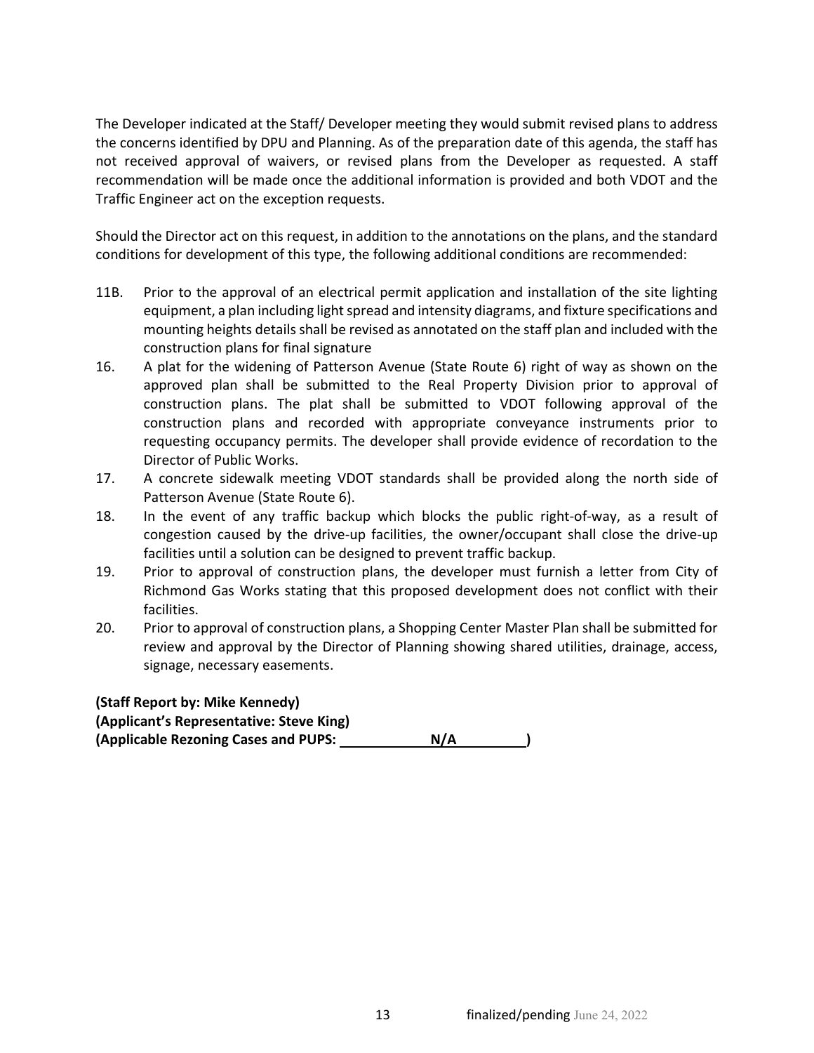The Developer indicated at the Staff/ Developer meeting they would submit revised plans to address the concerns identified by DPU and Planning. As of the preparation date of this agenda, the staff has not received approval of waivers, or revised plans from the Developer as requested. A staff recommendation will be made once the additional information is provided and both VDOT and the Traffic Engineer act on the exception requests.

Should the Director act on this request, in addition to the annotations on the plans, and the standard conditions for development of this type, the following additional conditions are recommended:

11B. Prior to the approval of an electrical permit application and installation of the site lighting equipment, a plan including light spread and intensity diagrams, and fixture specifications and mounting heights details shall be revised as annotated on the staff plan and included with the construction plans for final signature

16. A plat for the widening of Patterson Avenue (State Route 6) right of way as shown on the approved plan shall be submitted to the Real Property Division prior to approval of construction plans. The plat shall be submitted to VDOT following approval of the construction plans and recorded with appropriate conveyance instruments prior to requesting occupancy permits. The developer shall provide evidence of recordation to the Director of Public Works.

17. A concrete sidewalk meeting VDOT standards shall be provided along the north side of Patterson Avenue (State Route 6).

18. In the event of any traffic backup which blocks the public right-of-way, as a result of congestion caused by the drive-up facilities, the owner/occupant shall close the drive-up facilities until a solution can be designed to prevent traffic backup.

19. Prior to approval of construction plans, the developer must furnish a letter from City of Richmond Gas Works stating that this proposed development does not conflict with their facilities.

20. Prior to approval of construction plans, a Shopping Center Master Plan shall be submitted for review and approval by the Director of Planning showing shared utilities, drainage, access, signage, necessary easements.

**(Staff Report by: Mike Kennedy)**
**(Applicant's Representative: Steve King)**
**(Applicable Rezoning Cases and PUPS: N/A)**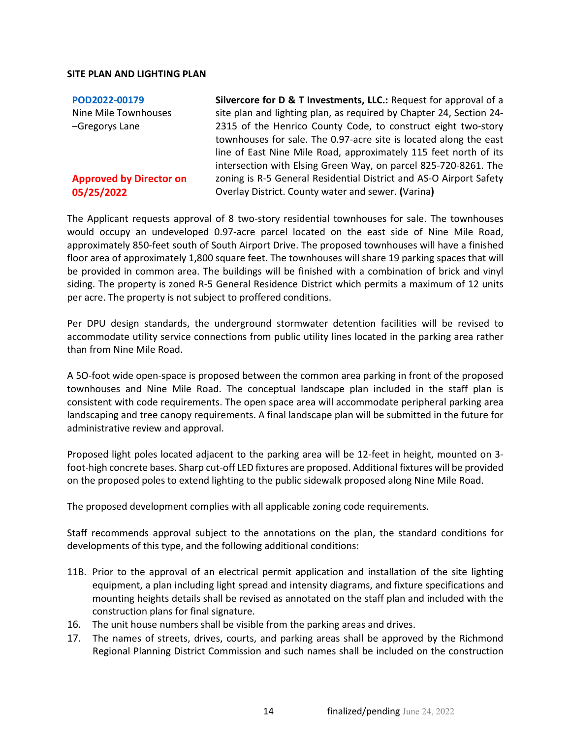**SITE PLAN AND LIGHTING PLAN**

| | |
|---|---|
| **POD2022-00179**<br>Nine Mile Townhouses –Gregorys Lane<br><br>**Approved by Director on 05/25/2022** | **Silvercore for D & T Investments, LLC.:** Request for approval of a site plan and lighting plan, as required by Chapter 24, Section 24-2315 of the Henrico County Code, to construct eight two-story townhouses for sale. The 0.97-acre site is located along the east line of East Nine Mile Road, approximately 115 feet north of its intersection with Elsing Green Way, on parcel 825-720-8261. The zoning is R-5 General Residential District and AS-O Airport Safety Overlay District. County water and sewer. **(**Varina**)** |

The Applicant requests approval of 8 two-story residential townhouses for sale. The townhouses would occupy an undeveloped 0.97-acre parcel located on the east side of Nine Mile Road, approximately 850-feet south of South Airport Drive. The proposed townhouses will have a finished floor area of approximately 1,800 square feet. The townhouses will share 19 parking spaces that will be provided in common area. The buildings will be finished with a combination of brick and vinyl siding. The property is zoned R-5 General Residence District which permits a maximum of 12 units per acre. The property is not subject to proffered conditions.

Per DPU design standards, the underground stormwater detention facilities will be revised to accommodate utility service connections from public utility lines located in the parking area rather than from Nine Mile Road.

A 5O-foot wide open-space is proposed between the common area parking in front of the proposed townhouses and Nine Mile Road. The conceptual landscape plan included in the staff plan is consistent with code requirements. The open space area will accommodate peripheral parking area landscaping and tree canopy requirements. A final landscape plan will be submitted in the future for administrative review and approval.

Proposed light poles located adjacent to the parking area will be 12-feet in height, mounted on 3-foot-high concrete bases. Sharp cut-off LED fixtures are proposed. Additional fixtures will be provided on the proposed poles to extend lighting to the public sidewalk proposed along Nine Mile Road.

The proposed development complies with all applicable zoning code requirements.

Staff recommends approval subject to the annotations on the plan, the standard conditions for developments of this type, and the following additional conditions:

11B. Prior to the approval of an electrical permit application and installation of the site lighting equipment, a plan including light spread and intensity diagrams, and fixture specifications and mounting heights details shall be revised as annotated on the staff plan and included with the construction plans for final signature.

16. The unit house numbers shall be visible from the parking areas and drives.

17. The names of streets, drives, courts, and parking areas shall be approved by the Richmond Regional Planning District Commission and such names shall be included on the construction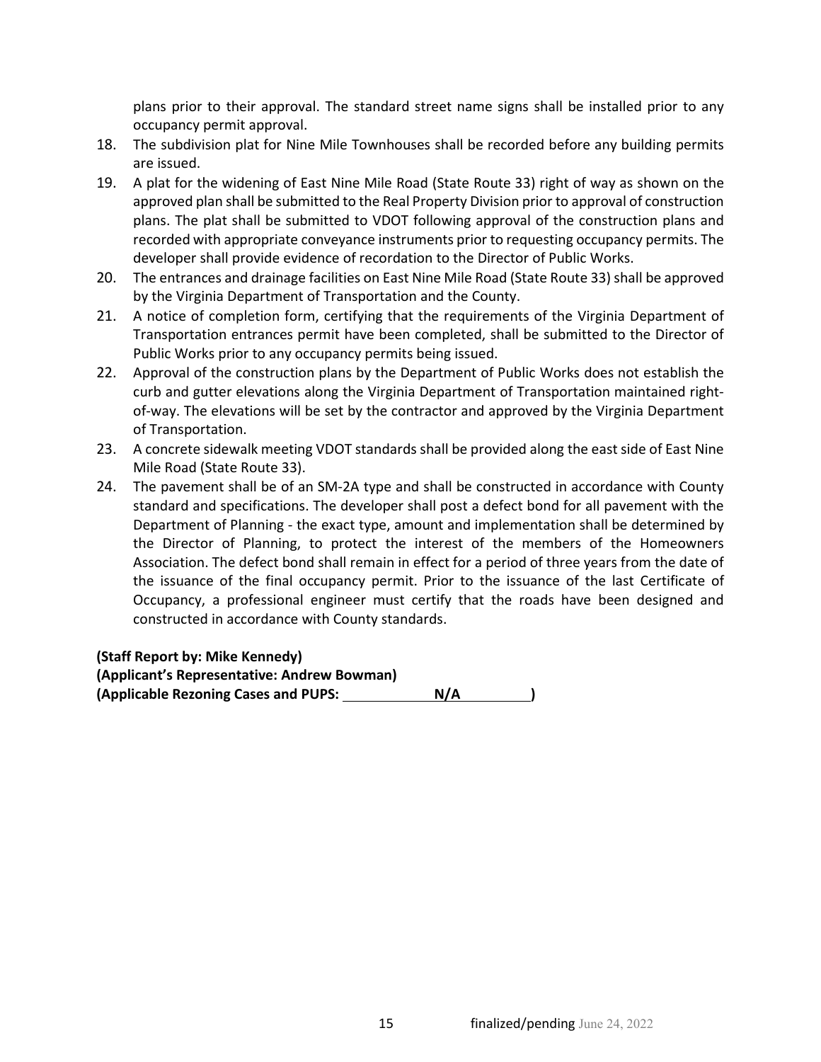plans prior to their approval. The standard street name signs shall be installed prior to any occupancy permit approval.

18. The subdivision plat for Nine Mile Townhouses shall be recorded before any building permits are issued.
19. A plat for the widening of East Nine Mile Road (State Route 33) right of way as shown on the approved plan shall be submitted to the Real Property Division prior to approval of construction plans. The plat shall be submitted to VDOT following approval of the construction plans and recorded with appropriate conveyance instruments prior to requesting occupancy permits. The developer shall provide evidence of recordation to the Director of Public Works.
20. The entrances and drainage facilities on East Nine Mile Road (State Route 33) shall be approved by the Virginia Department of Transportation and the County.
21. A notice of completion form, certifying that the requirements of the Virginia Department of Transportation entrances permit have been completed, shall be submitted to the Director of Public Works prior to any occupancy permits being issued.
22. Approval of the construction plans by the Department of Public Works does not establish the curb and gutter elevations along the Virginia Department of Transportation maintained right-of-way. The elevations will be set by the contractor and approved by the Virginia Department of Transportation.
23. A concrete sidewalk meeting VDOT standards shall be provided along the east side of East Nine Mile Road (State Route 33).
24. The pavement shall be of an SM-2A type and shall be constructed in accordance with County standard and specifications. The developer shall post a defect bond for all pavement with the Department of Planning - the exact type, amount and implementation shall be determined by the Director of Planning, to protect the interest of the members of the Homeowners Association. The defect bond shall remain in effect for a period of three years from the date of the issuance of the final occupancy permit. Prior to the issuance of the last Certificate of Occupancy, a professional engineer must certify that the roads have been designed and constructed in accordance with County standards.

**(Staff Report by: Mike Kennedy)**
**(Applicant's Representative: Andrew Bowman)**
**(Applicable Rezoning Cases and PUPS: N/A )**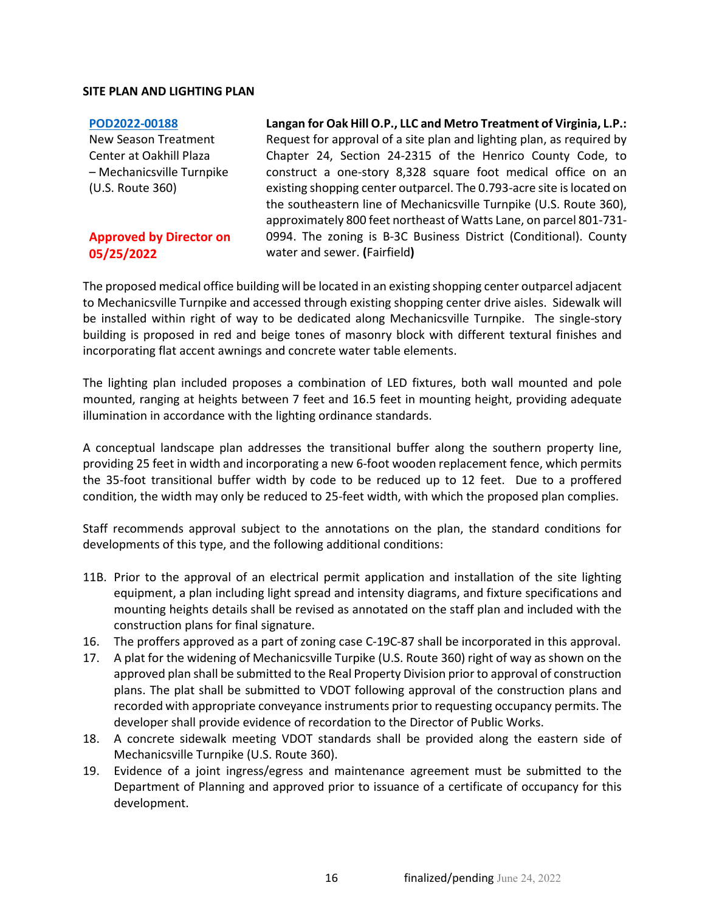**SITE PLAN AND LIGHTING PLAN**

**POD2022-00188**
New Season Treatment Center at Oakhill Plaza – Mechanicsville Turnpike (U.S. Route 360)

**Approved by Director on 05/25/2022**

**Langan for Oak Hill O.P., LLC and Metro Treatment of Virginia, L.P.:** Request for approval of a site plan and lighting plan, as required by Chapter 24, Section 24-2315 of the Henrico County Code, to construct a one-story 8,328 square foot medical office on an existing shopping center outparcel. The 0.793-acre site is located on the southeastern line of Mechanicsville Turnpike (U.S. Route 360), approximately 800 feet northeast of Watts Lane, on parcel 801-731-0994. The zoning is B-3C Business District (Conditional). County water and sewer. (Fairfield**)**

The proposed medical office building will be located in an existing shopping center outparcel adjacent to Mechanicsville Turnpike and accessed through existing shopping center drive aisles. Sidewalk will be installed within right of way to be dedicated along Mechanicsville Turnpike. The single-story building is proposed in red and beige tones of masonry block with different textural finishes and incorporating flat accent awnings and concrete water table elements.

The lighting plan included proposes a combination of LED fixtures, both wall mounted and pole mounted, ranging at heights between 7 feet and 16.5 feet in mounting height, providing adequate illumination in accordance with the lighting ordinance standards.

A conceptual landscape plan addresses the transitional buffer along the southern property line, providing 25 feet in width and incorporating a new 6-foot wooden replacement fence, which permits the 35-foot transitional buffer width by code to be reduced up to 12 feet. Due to a proffered condition, the width may only be reduced to 25-feet width, with which the proposed plan complies.

Staff recommends approval subject to the annotations on the plan, the standard conditions for developments of this type, and the following additional conditions:

11B. Prior to the approval of an electrical permit application and installation of the site lighting equipment, a plan including light spread and intensity diagrams, and fixture specifications and mounting heights details shall be revised as annotated on the staff plan and included with the construction plans for final signature.

16. The proffers approved as a part of zoning case C-19C-87 shall be incorporated in this approval.

17. A plat for the widening of Mechanicsville Turpike (U.S. Route 360) right of way as shown on the approved plan shall be submitted to the Real Property Division prior to approval of construction plans. The plat shall be submitted to VDOT following approval of the construction plans and recorded with appropriate conveyance instruments prior to requesting occupancy permits. The developer shall provide evidence of recordation to the Director of Public Works.

18. A concrete sidewalk meeting VDOT standards shall be provided along the eastern side of Mechanicsville Turnpike (U.S. Route 360).

19. Evidence of a joint ingress/egress and maintenance agreement must be submitted to the Department of Planning and approved prior to issuance of a certificate of occupancy for this development.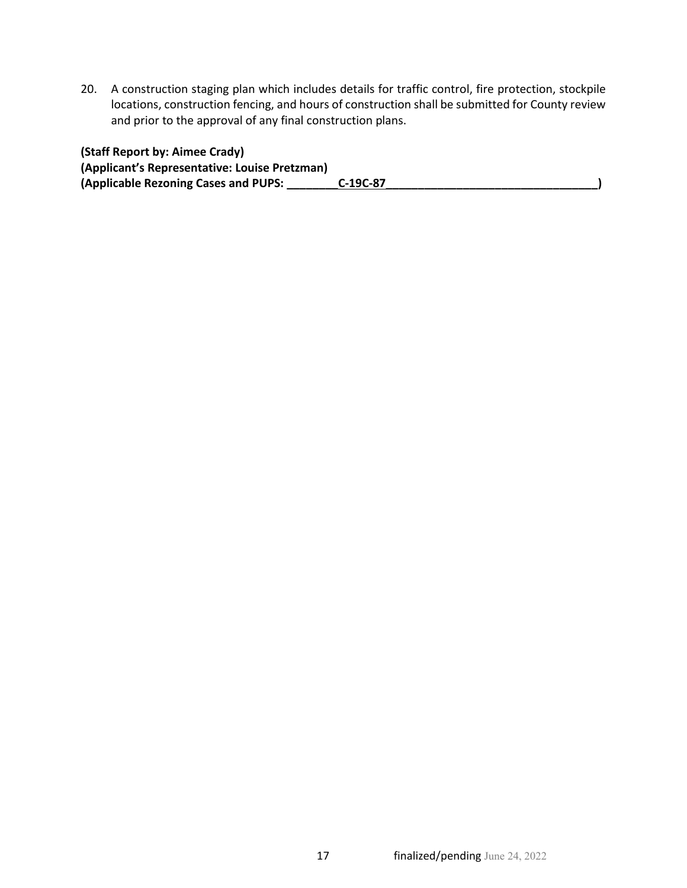20. A construction staging plan which includes details for traffic control, fire protection, stockpile locations, construction fencing, and hours of construction shall be submitted for County review and prior to the approval of any final construction plans.

**(Staff Report by: Aimee Crady)**
**(Applicant's Representative: Louise Pretzman)**
**(Applicable Rezoning Cases and PUPS: ________C-19C-87_________________________________)**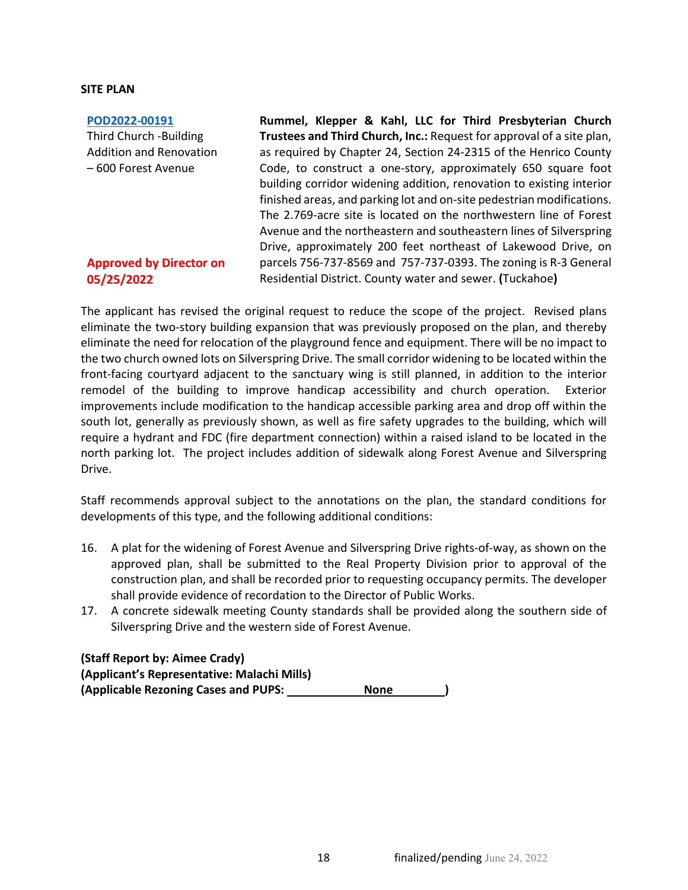**SITE PLAN**

| | |
|---|---|
| POD2022-00191<br>Third Church -Building Addition and Renovation – 600 Forest Avenue<br><br>**Approved by Director on 05/25/2022** | **Rummel, Klepper & Kahl, LLC for Third Presbyterian Church Trustees and Third Church, Inc.:** Request for approval of a site plan, as required by Chapter 24, Section 24-2315 of the Henrico County Code, to construct a one-story, approximately 650 square foot building corridor widening addition, renovation to existing interior finished areas, and parking lot and on-site pedestrian modifications. The 2.769-acre site is located on the northwestern line of Forest Avenue and the northeastern and southeastern lines of Silverspring Drive, approximately 200 feet northeast of Lakewood Drive, on parcels 756-737-8569 and 757-737-0393. The zoning is R-3 General Residential District. County water and sewer. **(**Tuckahoe**)** |

The applicant has revised the original request to reduce the scope of the project. Revised plans eliminate the two-story building expansion that was previously proposed on the plan, and thereby eliminate the need for relocation of the playground fence and equipment. There will be no impact to the two church owned lots on Silverspring Drive. The small corridor widening to be located within the front-facing courtyard adjacent to the sanctuary wing is still planned, in addition to the interior remodel of the building to improve handicap accessibility and church operation. Exterior improvements include modification to the handicap accessible parking area and drop off within the south lot, generally as previously shown, as well as fire safety upgrades to the building, which will require a hydrant and FDC (fire department connection) within a raised island to be located in the north parking lot. The project includes addition of sidewalk along Forest Avenue and Silverspring Drive.

Staff recommends approval subject to the annotations on the plan, the standard conditions for developments of this type, and the following additional conditions:

16. A plat for the widening of Forest Avenue and Silverspring Drive rights-of-way, as shown on the approved plan, shall be submitted to the Real Property Division prior to approval of the construction plan, and shall be recorded prior to requesting occupancy permits. The developer shall provide evidence of recordation to the Director of Public Works.
17. A concrete sidewalk meeting County standards shall be provided along the southern side of Silverspring Drive and the western side of Forest Avenue.

**(Staff Report by: Aimee Crady)**
**(Applicant's Representative: Malachi Mills)**
**(Applicable Rezoning Cases and PUPS: None)**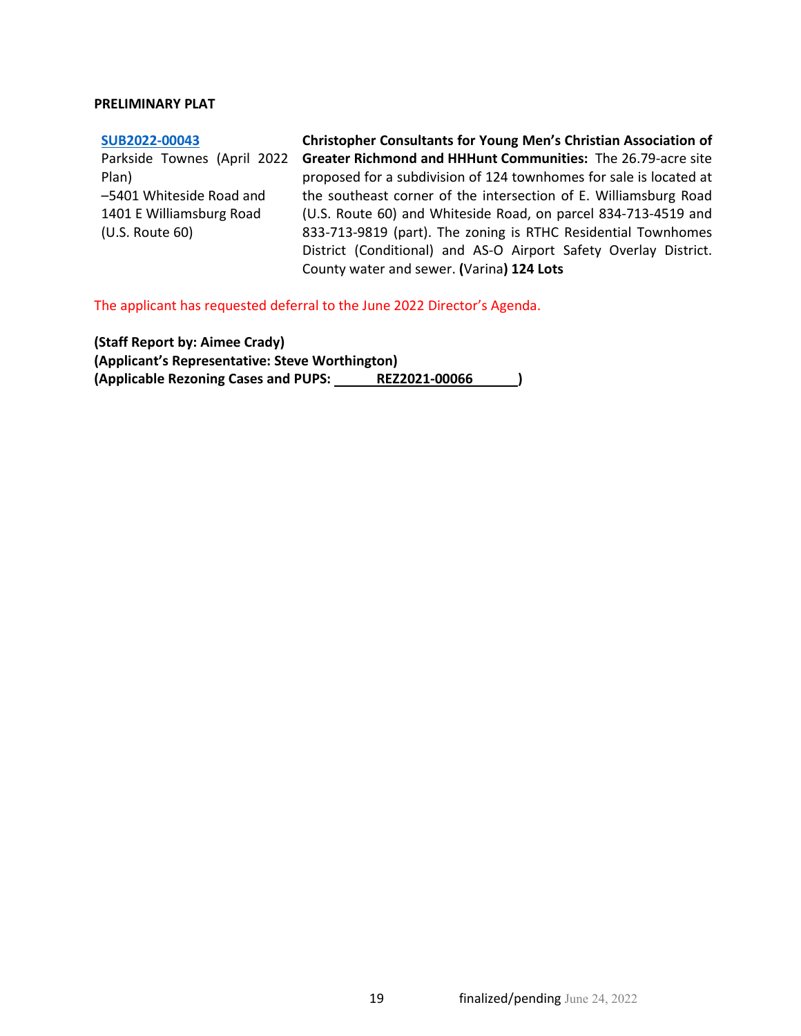**PRELIMINARY PLAT**

| | |
|---|---|
| **SUB2022-00043**<br>Parkside Townes (April 2022 Plan)<br>–5401 Whiteside Road and 1401 E Williamsburg Road (U.S. Route 60) | **Christopher Consultants for Young Men's Christian Association of Greater Richmond and HHHunt Communities:** The 26.79-acre site proposed for a subdivision of 124 townhomes for sale is located at the southeast corner of the intersection of E. Williamsburg Road (U.S. Route 60) and Whiteside Road, on parcel 834-713-4519 and 833-713-9819 (part). The zoning is RTHC Residential Townhomes District (Conditional) and AS-O Airport Safety Overlay District. County water and sewer. **(**Varina**) 124 Lots** |

The applicant has requested deferral to the June 2022 Director's Agenda.

**(Staff Report by: Aimee Crady)**
**(Applicant's Representative: Steve Worthington)**
**(Applicable Rezoning Cases and PUPS: REZ2021-00066 )**

finalized/pending June 24, 2022